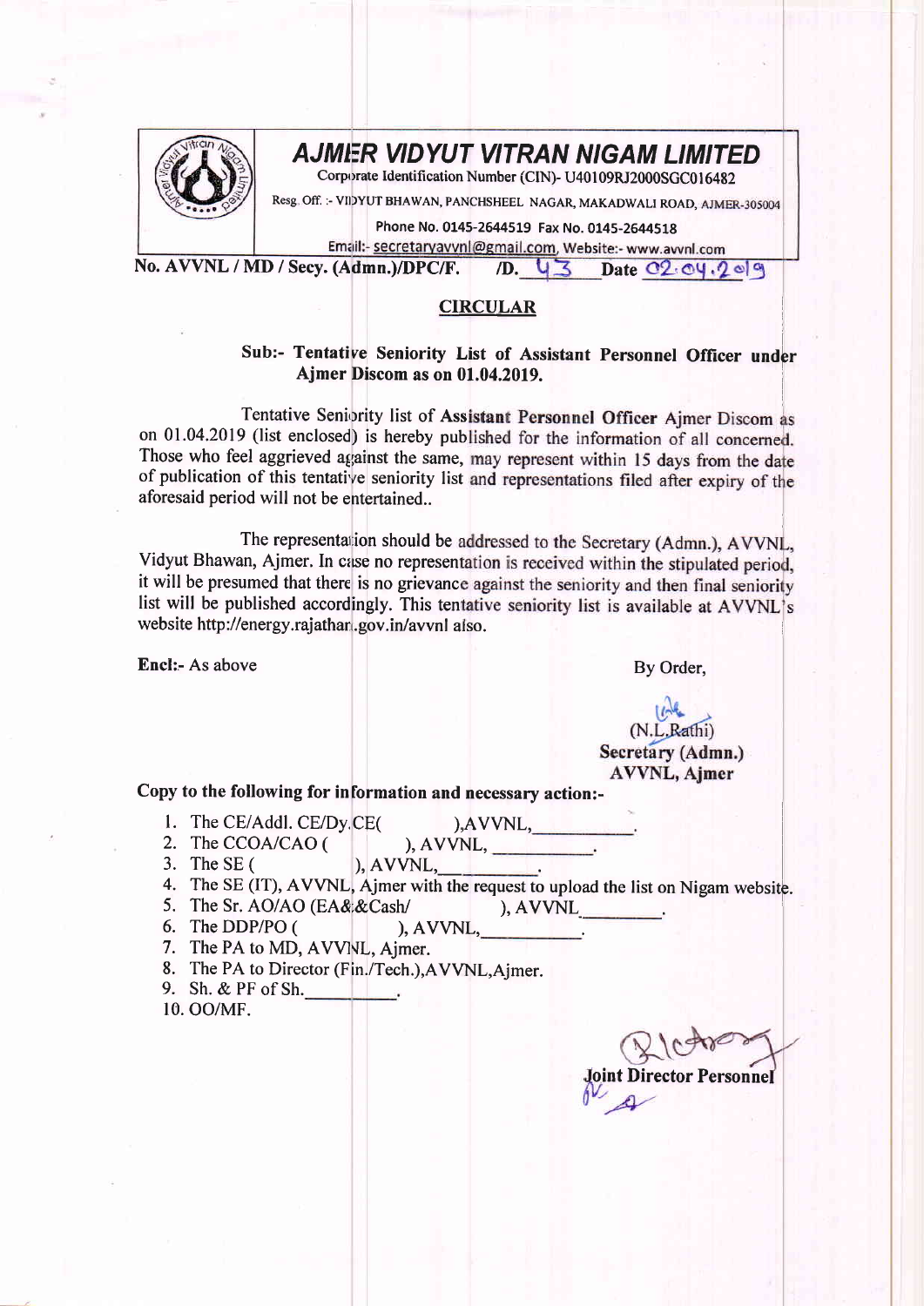# AJMER VIDYUT VITRAN NIGAM LIMITED

Corporate Identification Number (CIN)- U40109RJ2000SGC016482

Resg. Off. :- VIDYUT BHAWAN, PANCHSHEEL NAGAR, MAKADWALI ROAD, AJMER-305004

Phone No. 0145-2644519 Fax No. 0145-2644518

Email:- secretaryavvnl@gmail.com, Website:- www.avvnl.com

No. AVVNL / MD / Secy. (Admn.)/DPC/F. /D. 43 Date 02.04.2019

## CIRCULAR

**Sub:- Tentative Seniority List of Assistant Personnel Officer under Ajmer Discom as on 01.04.2019.**

Tentative Seniority list of **Assistant Personnel Officer** Ajmer Discom as on 01.04.2019 (list enclosed) is hereby published for the information of all concerned. Those who feel aggrieved against the same, may represent within 15 days from the date of publication of this tentative seniority list and representations filed after expiry of the aforesaid period will not be entertained..

The representation should be addressed to the Secretary (Admn.), AVVNL, Vidyut Bhawan, Ajmer. In case no representation is received within the stipulated period, it will be presumed that there is no grievance against the seniority and then final seniority list will be published accordingly. This tentative seniority list is available at AVVNL's website http://energy.rajathan.gov.in/avvnl also.

**Encl:-** As above

By Order,

(N.L.Rathi)
**Secretary (Admn.)**
**AVVNL, Ajmer**

**Copy to the following for information and necessary action:-**

1. The CE/Addl. CE/Dy.CE( ),AVVNL,\_\_\_\_\_\_\_\_\_\_.
2. The CCOA/CAO ( ), AVVNL, \_\_\_\_\_\_\_\_\_\_.
3. The SE ( ), AVVNL,\_\_\_\_\_\_\_\_\_\_.
4. The SE (IT), AVVNL, Ajmer with the request to upload the list on Nigam website.
5. The Sr. AO/AO (EA&&Cash/ ), AVVNL\_\_\_\_\_\_\_\_.
6. The DDP/PO ( ), AVVNL,\_\_\_\_\_\_\_\_\_\_.
7. The PA to MD, AVVNL, Ajmer.
8. The PA to Director (Fin./Tech.),AVVNL,Ajmer.
9. Sh. & PF of Sh.\_\_\_\_\_\_\_\_\_\_.
10. OO/MF.

**Joint Director Personnel**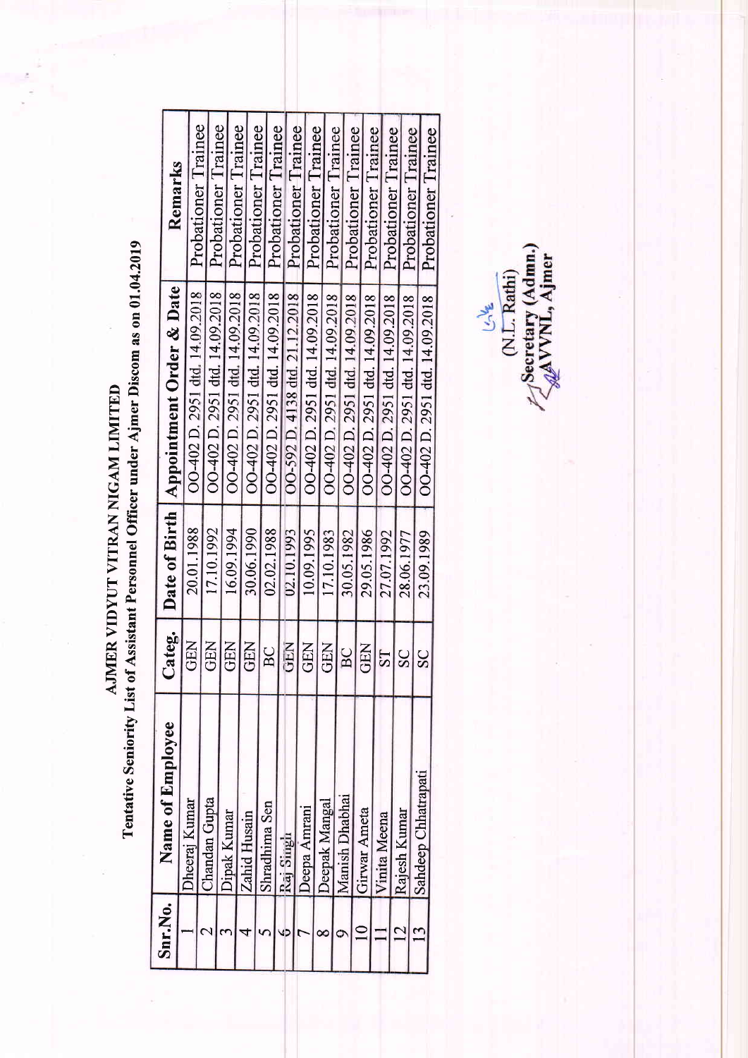# AJMER VIDYUT VITRAN NIGAM LIMITED

## Tentative Seniority List of Assistant Personnel Officer under Ajmer Discom as on 01.04.2019

| Snr.No. | Name of Employee | Categ. | Date of Birth | Appointment Order & Date | Remarks |
|---|---|---|---|---|---|
| 1 | Dheeraj Kumar | GEN | 20.01.1988 | OO-402 D. 2951 dtd. 14.09.2018 | Probationer Trainee |
| 2 | Chandan Gupta | GEN | 17.10.1992 | OO-402 D. 2951 dtd. 14.09.2018 | Probationer Trainee |
| 3 | Dipak Kumar | GEN | 16.09.1994 | OO-402 D. 2951 dtd. 14.09.2018 | Probationer Trainee |
| 4 | Zahid Husain | GEN | 30.06.1990 | OO-402 D. 2951 dtd. 14.09.2018 | Probationer Trainee |
| 5 | Shradhima Sen | BC | 02.02.1988 | OO-402 D. 2951 dtd. 14.09.2018 | Probationer Trainee |
| 6 | Raj Singh | GEN | 02.10.1993 | OO-592 D. 4138 dtd. 21.12.2018 | Probationer Trainee |
| 7 | Deepa Amrani | GEN | 10.09.1995 | OO-402 D. 2951 dtd. 14.09.2018 | Probationer Trainee |
| 8 | Deepak Mangal | GEN | 17.10.1983 | OO-402 D. 2951 dtd. 14.09.2018 | Probationer Trainee |
| 9 | Manish Dhabhai | BC | 30.05.1982 | OO-402 D. 2951 dtd. 14.09.2018 | Probationer Trainee |
| 10 | Girwar Ameta | GEN | 29.05.1986 | OO-402 D. 2951 dtd. 14.09.2018 | Probationer Trainee |
| 11 | Vinita Meena | ST | 27.07.1992 | OO-402 D. 2951 dtd. 14.09.2018 | Probationer Trainee |
| 12 | Rajesh Kumar | SC | 28.06.1977 | OO-402 D. 2951 dtd. 14.09.2018 | Probationer Trainee |
| 13 | Sahdeep Chhatrapati | SC | 23.09.1989 | OO-402 D. 2951 dtd. 14.09.2018 | Probationer Trainee |

(N.L. Rathi)
**Secretary (Admn.)**
**AVVNL, Ajmer**